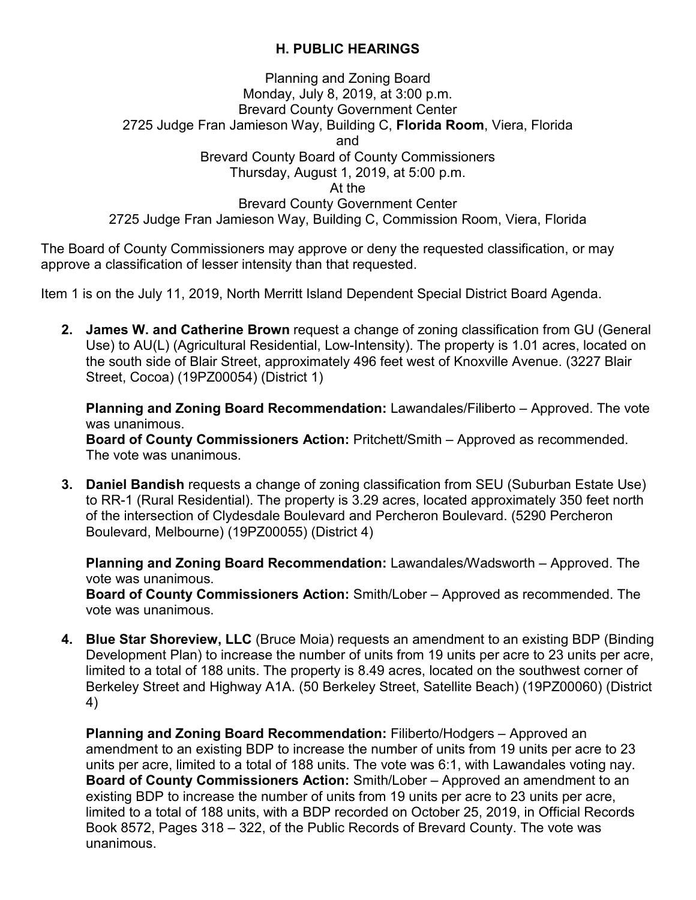# H. PUBLIC HEARINGS

Planning and Zoning Board
Monday, July 8, 2019, at 3:00 p.m.
Brevard County Government Center
2725 Judge Fran Jamieson Way, Building C, **Florida Room**, Viera, Florida
and
Brevard County Board of County Commissioners
Thursday, August 1, 2019, at 5:00 p.m.
At the
Brevard County Government Center
2725 Judge Fran Jamieson Way, Building C, Commission Room, Viera, Florida

The Board of County Commissioners may approve or deny the requested classification, or may approve a classification of lesser intensity than that requested.

Item 1 is on the July 11, 2019, North Merritt Island Dependent Special District Board Agenda.

2. **James W. and Catherine Brown** request a change of zoning classification from GU (General Use) to AU(L) (Agricultural Residential, Low-Intensity). The property is 1.01 acres, located on the south side of Blair Street, approximately 496 feet west of Knoxville Avenue. (3227 Blair Street, Cocoa) (19PZ00054) (District 1)

   **Planning and Zoning Board Recommendation:** Lawandales/Filiberto – Approved. The vote was unanimous.
   **Board of County Commissioners Action:** Pritchett/Smith – Approved as recommended. The vote was unanimous.

3. **Daniel Bandish** requests a change of zoning classification from SEU (Suburban Estate Use) to RR-1 (Rural Residential). The property is 3.29 acres, located approximately 350 feet north of the intersection of Clydesdale Boulevard and Percheron Boulevard. (5290 Percheron Boulevard, Melbourne) (19PZ00055) (District 4)

   **Planning and Zoning Board Recommendation:** Lawandales/Wadsworth – Approved. The vote was unanimous.
   **Board of County Commissioners Action:** Smith/Lober – Approved as recommended. The vote was unanimous.

4. **Blue Star Shoreview, LLC** (Bruce Moia) requests an amendment to an existing BDP (Binding Development Plan) to increase the number of units from 19 units per acre to 23 units per acre, limited to a total of 188 units. The property is 8.49 acres, located on the southwest corner of Berkeley Street and Highway A1A. (50 Berkeley Street, Satellite Beach) (19PZ00060) (District 4)

   **Planning and Zoning Board Recommendation:** Filiberto/Hodgers – Approved an amendment to an existing BDP to increase the number of units from 19 units per acre to 23 units per acre, limited to a total of 188 units. The vote was 6:1, with Lawandales voting nay.
   **Board of County Commissioners Action:** Smith/Lober – Approved an amendment to an existing BDP to increase the number of units from 19 units per acre to 23 units per acre, limited to a total of 188 units, with a BDP recorded on October 25, 2019, in Official Records Book 8572, Pages 318 – 322, of the Public Records of Brevard County. The vote was unanimous.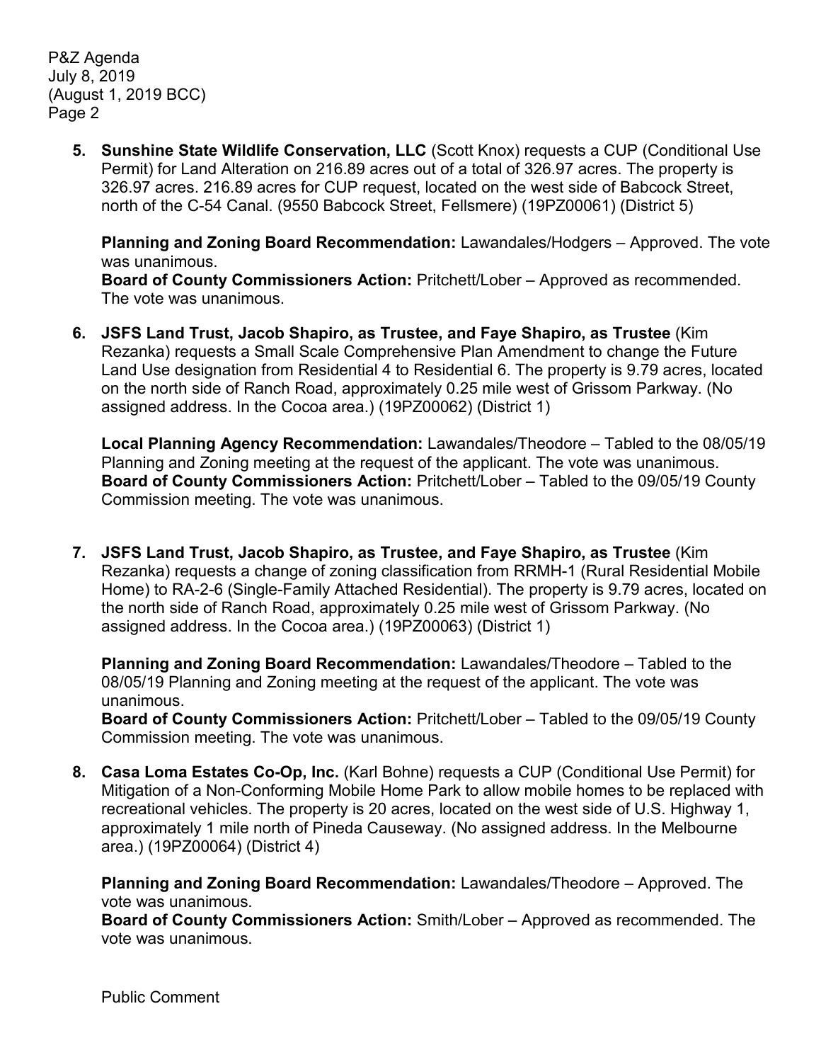5. **Sunshine State Wildlife Conservation, LLC** (Scott Knox) requests a CUP (Conditional Use Permit) for Land Alteration on 216.89 acres out of a total of 326.97 acres. The property is 326.97 acres. 216.89 acres for CUP request, located on the west side of Babcock Street, north of the C-54 Canal. (9550 Babcock Street, Fellsmere) (19PZ00061) (District 5)

   **Planning and Zoning Board Recommendation:** Lawandales/Hodgers – Approved. The vote was unanimous.
   **Board of County Commissioners Action:** Pritchett/Lober – Approved as recommended. The vote was unanimous.

6. **JSFS Land Trust, Jacob Shapiro, as Trustee, and Faye Shapiro, as Trustee** (Kim Rezanka) requests a Small Scale Comprehensive Plan Amendment to change the Future Land Use designation from Residential 4 to Residential 6. The property is 9.79 acres, located on the north side of Ranch Road, approximately 0.25 mile west of Grissom Parkway. (No assigned address. In the Cocoa area.) (19PZ00062) (District 1)

   **Local Planning Agency Recommendation:** Lawandales/Theodore – Tabled to the 08/05/19 Planning and Zoning meeting at the request of the applicant. The vote was unanimous.
   **Board of County Commissioners Action:** Pritchett/Lober – Tabled to the 09/05/19 County Commission meeting. The vote was unanimous.

7. **JSFS Land Trust, Jacob Shapiro, as Trustee, and Faye Shapiro, as Trustee** (Kim Rezanka) requests a change of zoning classification from RRMH-1 (Rural Residential Mobile Home) to RA-2-6 (Single-Family Attached Residential). The property is 9.79 acres, located on the north side of Ranch Road, approximately 0.25 mile west of Grissom Parkway. (No assigned address. In the Cocoa area.) (19PZ00063) (District 1)

   **Planning and Zoning Board Recommendation:** Lawandales/Theodore – Tabled to the 08/05/19 Planning and Zoning meeting at the request of the applicant. The vote was unanimous.
   **Board of County Commissioners Action:** Pritchett/Lober – Tabled to the 09/05/19 County Commission meeting. The vote was unanimous.

8. **Casa Loma Estates Co-Op, Inc.** (Karl Bohne) requests a CUP (Conditional Use Permit) for Mitigation of a Non-Conforming Mobile Home Park to allow mobile homes to be replaced with recreational vehicles. The property is 20 acres, located on the west side of U.S. Highway 1, approximately 1 mile north of Pineda Causeway. (No assigned address. In the Melbourne area.) (19PZ00064) (District 4)

   **Planning and Zoning Board Recommendation:** Lawandales/Theodore – Approved. The vote was unanimous.
   **Board of County Commissioners Action:** Smith/Lober – Approved as recommended. The vote was unanimous.

Public Comment